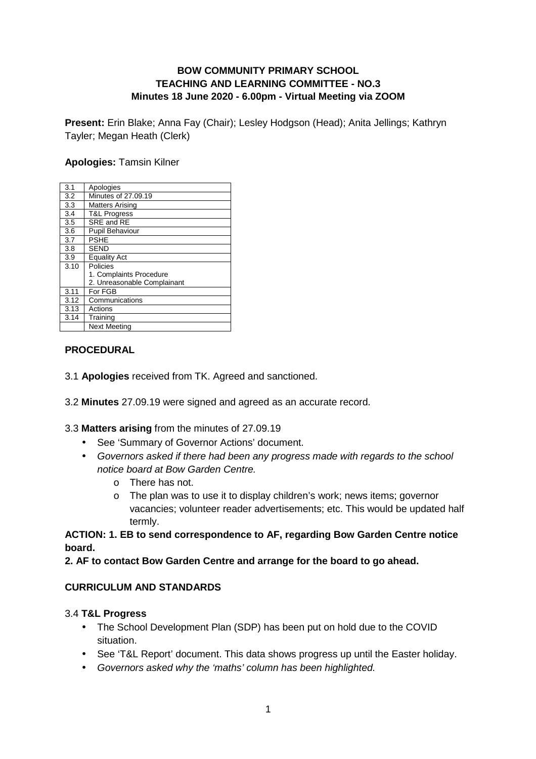**BOW COMMUNITY PRIMARY SCHOOL**
**TEACHING AND LEARNING COMMITTEE - NO.3**
**Minutes 18 June 2020 - 6.00pm - Virtual Meeting via ZOOM**

**Present:** Erin Blake; Anna Fay (Chair); Lesley Hodgson (Head); Anita Jellings; Kathryn Tayler; Megan Heath (Clerk)

**Apologies:** Tamsin Kilner

| | |
|---|---|
| 3.1 | Apologies |
| 3.2 | Minutes of 27.09.19 |
| 3.3 | Matters Arising |
| 3.4 | T&L Progress |
| 3.5 | SRE and RE |
| 3.6 | Pupil Behaviour |
| 3.7 | PSHE |
| 3.8 | SEND |
| 3.9 | Equality Act |
| 3.10 | Policies<br>1. Complaints Procedure<br>2. Unreasonable Complainant |
| 3.11 | For FGB |
| 3.12 | Communications |
| 3.13 | Actions |
| 3.14 | Training |
| | Next Meeting |

**PROCEDURAL**

3.1 **Apologies** received from TK. Agreed and sanctioned.

3.2 **Minutes** 27.09.19 were signed and agreed as an accurate record.

3.3 **Matters arising** from the minutes of 27.09.19

- See 'Summary of Governor Actions' document.
- *Governors asked if there had been any progress made with regards to the school notice board at Bow Garden Centre.*
  - o There has not.
  - o The plan was to use it to display children's work; news items; governor vacancies; volunteer reader advertisements; etc. This would be updated half termly.

**ACTION: 1. EB to send correspondence to AF, regarding Bow Garden Centre notice board.**

**2. AF to contact Bow Garden Centre and arrange for the board to go ahead.**

**CURRICULUM AND STANDARDS**

3.4 **T&L Progress**

- The School Development Plan (SDP) has been put on hold due to the COVID situation.
- See 'T&L Report' document. This data shows progress up until the Easter holiday.
- *Governors asked why the 'maths' column has been highlighted.*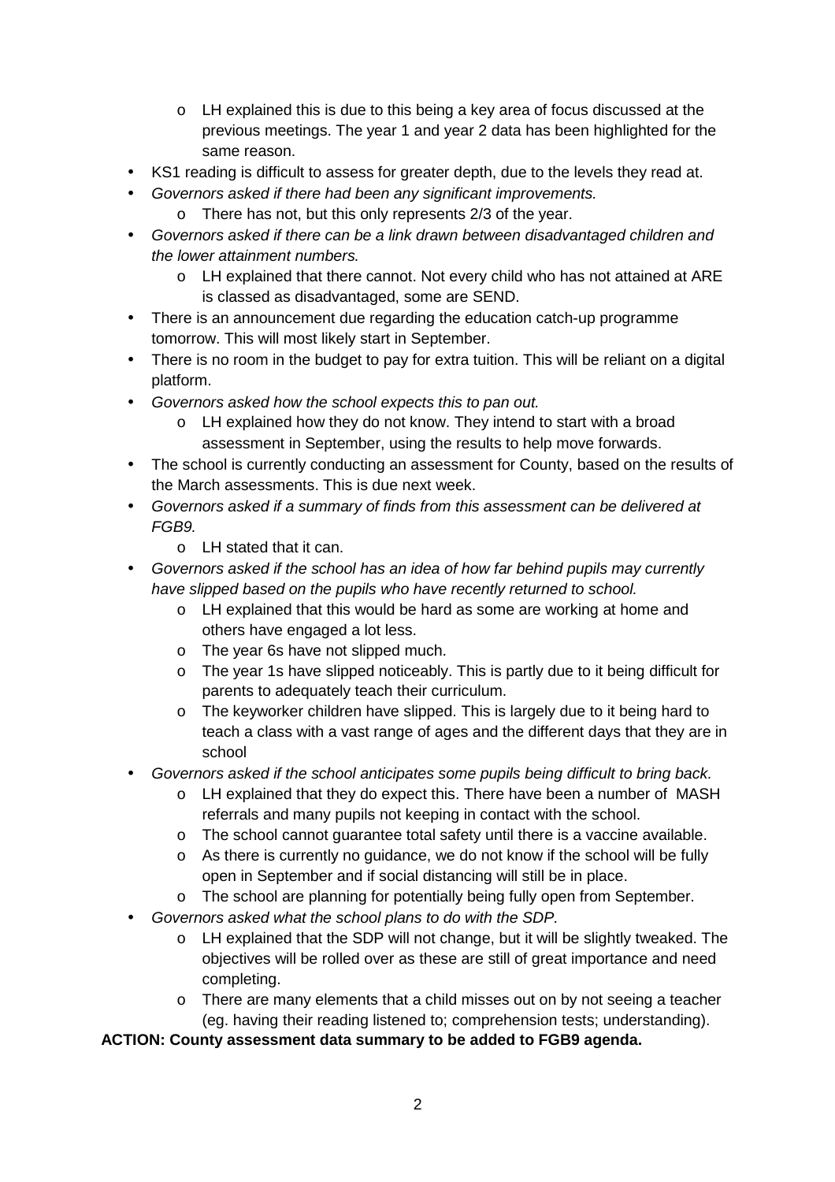- LH explained this is due to this being a key area of focus discussed at the previous meetings. The year 1 and year 2 data has been highlighted for the same reason.

- KS1 reading is difficult to assess for greater depth, due to the levels they read at.
- *Governors asked if there had been any significant improvements.*
  - There has not, but this only represents 2/3 of the year.
- *Governors asked if there can be a link drawn between disadvantaged children and the lower attainment numbers.*
  - LH explained that there cannot. Not every child who has not attained at ARE is classed as disadvantaged, some are SEND.
- There is an announcement due regarding the education catch-up programme tomorrow. This will most likely start in September.
- There is no room in the budget to pay for extra tuition. This will be reliant on a digital platform.
- *Governors asked how the school expects this to pan out.*
  - LH explained how they do not know. They intend to start with a broad assessment in September, using the results to help move forwards.
- The school is currently conducting an assessment for County, based on the results of the March assessments. This is due next week.
- *Governors asked if a summary of finds from this assessment can be delivered at FGB9.*
  - LH stated that it can.
- *Governors asked if the school has an idea of how far behind pupils may currently have slipped based on the pupils who have recently returned to school.*
  - LH explained that this would be hard as some are working at home and others have engaged a lot less.
  - The year 6s have not slipped much.
  - The year 1s have slipped noticeably. This is partly due to it being difficult for parents to adequately teach their curriculum.
  - The keyworker children have slipped. This is largely due to it being hard to teach a class with a vast range of ages and the different days that they are in school
- *Governors asked if the school anticipates some pupils being difficult to bring back.*
  - LH explained that they do expect this. There have been a number of MASH referrals and many pupils not keeping in contact with the school.
  - The school cannot guarantee total safety until there is a vaccine available.
  - As there is currently no guidance, we do not know if the school will be fully open in September and if social distancing will still be in place.
  - The school are planning for potentially being fully open from September.
- *Governors asked what the school plans to do with the SDP.*
  - LH explained that the SDP will not change, but it will be slightly tweaked. The objectives will be rolled over as these are still of great importance and need completing.
  - There are many elements that a child misses out on by not seeing a teacher (eg. having their reading listened to; comprehension tests; understanding).

**ACTION: County assessment data summary to be added to FGB9 agenda.**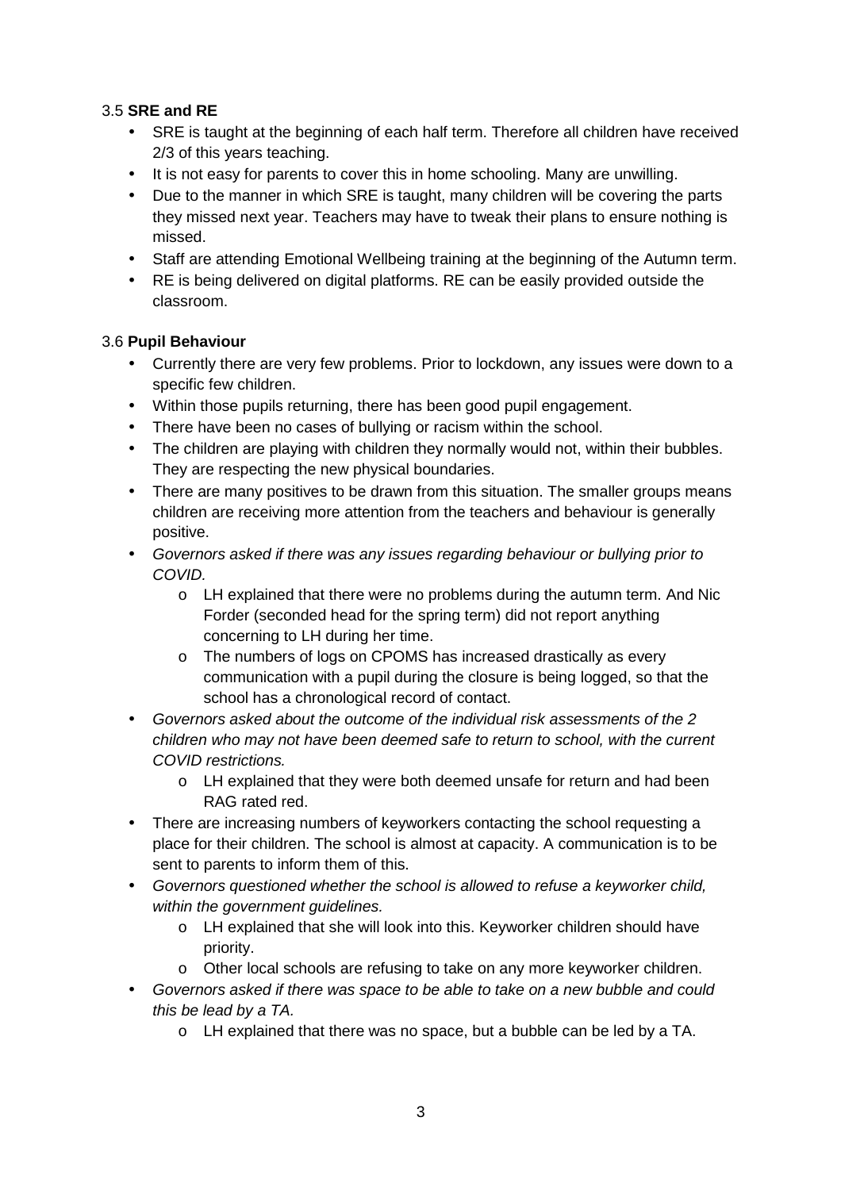3.5 **SRE and RE**

- SRE is taught at the beginning of each half term. Therefore all children have received 2/3 of this years teaching.
- It is not easy for parents to cover this in home schooling. Many are unwilling.
- Due to the manner in which SRE is taught, many children will be covering the parts they missed next year. Teachers may have to tweak their plans to ensure nothing is missed.
- Staff are attending Emotional Wellbeing training at the beginning of the Autumn term.
- RE is being delivered on digital platforms. RE can be easily provided outside the classroom.

3.6 **Pupil Behaviour**

- Currently there are very few problems. Prior to lockdown, any issues were down to a specific few children.
- Within those pupils returning, there has been good pupil engagement.
- There have been no cases of bullying or racism within the school.
- The children are playing with children they normally would not, within their bubbles. They are respecting the new physical boundaries.
- There are many positives to be drawn from this situation. The smaller groups means children are receiving more attention from the teachers and behaviour is generally positive.
- *Governors asked if there was any issues regarding behaviour or bullying prior to COVID.*
    - LH explained that there were no problems during the autumn term. And Nic Forder (seconded head for the spring term) did not report anything concerning to LH during her time.
    - The numbers of logs on CPOMS has increased drastically as every communication with a pupil during the closure is being logged, so that the school has a chronological record of contact.
- *Governors asked about the outcome of the individual risk assessments of the 2 children who may not have been deemed safe to return to school, with the current COVID restrictions.*
    - LH explained that they were both deemed unsafe for return and had been RAG rated red.
- There are increasing numbers of keyworkers contacting the school requesting a place for their children. The school is almost at capacity. A communication is to be sent to parents to inform them of this.
- *Governors questioned whether the school is allowed to refuse a keyworker child, within the government guidelines.*
    - LH explained that she will look into this. Keyworker children should have priority.
    - Other local schools are refusing to take on any more keyworker children.
- *Governors asked if there was space to be able to take on a new bubble and could this be lead by a TA.*
    - LH explained that there was no space, but a bubble can be led by a TA.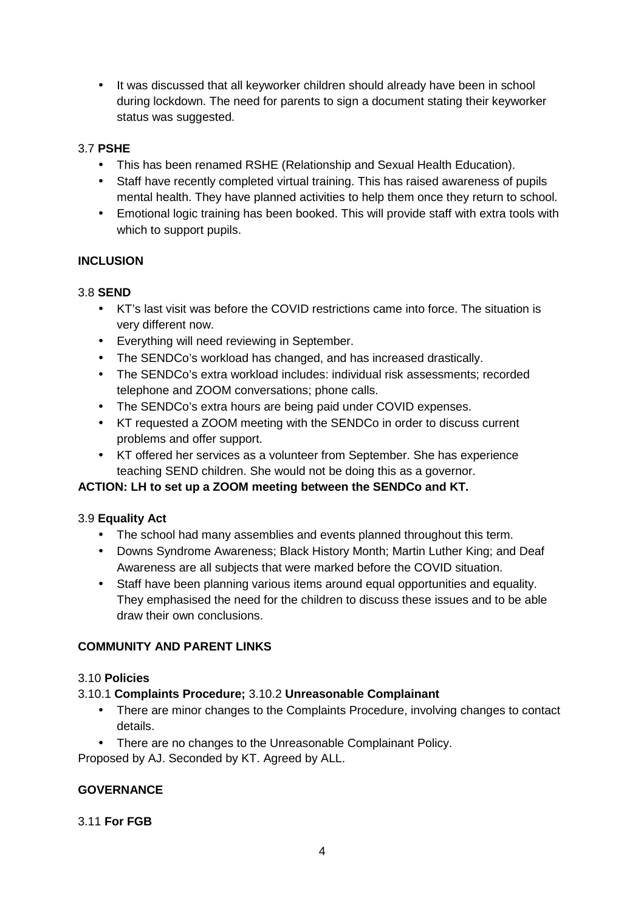- It was discussed that all keyworker children should already have been in school during lockdown. The need for parents to sign a document stating their keyworker status was suggested.

3.7 **PSHE**

- This has been renamed RSHE (Relationship and Sexual Health Education).
- Staff have recently completed virtual training. This has raised awareness of pupils mental health. They have planned activities to help them once they return to school.
- Emotional logic training has been booked. This will provide staff with extra tools with which to support pupils.

**INCLUSION**

3.8 **SEND**

- KT's last visit was before the COVID restrictions came into force. The situation is very different now.
- Everything will need reviewing in September.
- The SENDCo's workload has changed, and has increased drastically.
- The SENDCo's extra workload includes: individual risk assessments; recorded telephone and ZOOM conversations; phone calls.
- The SENDCo's extra hours are being paid under COVID expenses.
- KT requested a ZOOM meeting with the SENDCo in order to discuss current problems and offer support.
- KT offered her services as a volunteer from September. She has experience teaching SEND children. She would not be doing this as a governor.

**ACTION: LH to set up a ZOOM meeting between the SENDCo and KT.**

3.9 **Equality Act**

- The school had many assemblies and events planned throughout this term.
- Downs Syndrome Awareness; Black History Month; Martin Luther King; and Deaf Awareness are all subjects that were marked before the COVID situation.
- Staff have been planning various items around equal opportunities and equality. They emphasised the need for the children to discuss these issues and to be able draw their own conclusions.

**COMMUNITY AND PARENT LINKS**

3.10 **Policies**

3.10.1 **Complaints Procedure;** 3.10.2 **Unreasonable Complainant**

- There are minor changes to the Complaints Procedure, involving changes to contact details.
- There are no changes to the Unreasonable Complainant Policy.

Proposed by AJ. Seconded by KT. Agreed by ALL.

**GOVERNANCE**

3.11 **For FGB**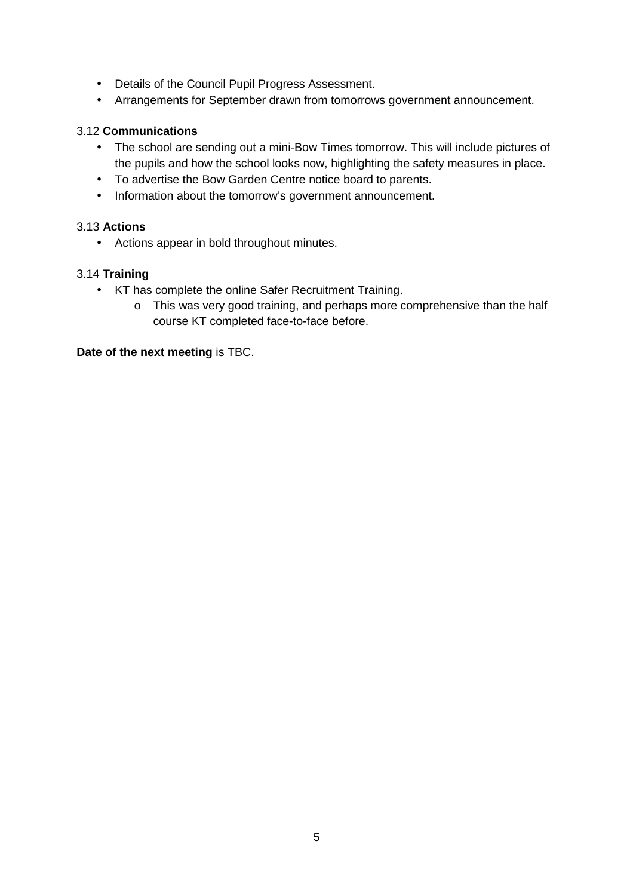- Details of the Council Pupil Progress Assessment.
- Arrangements for September drawn from tomorrows government announcement.

3.12 **Communications**

- The school are sending out a mini-Bow Times tomorrow. This will include pictures of the pupils and how the school looks now, highlighting the safety measures in place.
- To advertise the Bow Garden Centre notice board to parents.
- Information about the tomorrow's government announcement.

3.13 **Actions**

- Actions appear in bold throughout minutes.

3.14 **Training**

- KT has complete the online Safer Recruitment Training.
  - This was very good training, and perhaps more comprehensive than the half course KT completed face-to-face before.

**Date of the next meeting** is TBC.